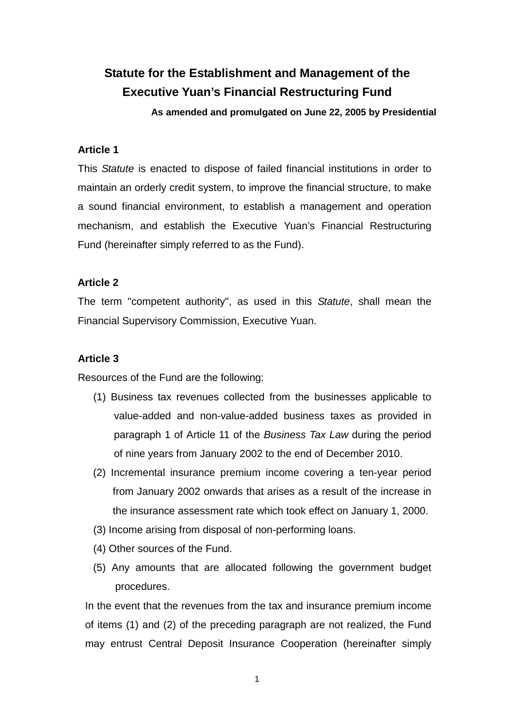# Statute for the Establishment and Management of the Executive Yuan's Financial Restructuring Fund

**As amended and promulgated on June 22, 2005 by Presidential**

### Article 1

This *Statute* is enacted to dispose of failed financial institutions in order to maintain an orderly credit system, to improve the financial structure, to make a sound financial environment, to establish a management and operation mechanism, and establish the Executive Yuan's Financial Restructuring Fund (hereinafter simply referred to as the Fund).

### Article 2

The term "competent authority", as used in this *Statute*, shall mean the Financial Supervisory Commission, Executive Yuan.

### Article 3

Resources of the Fund are the following:

(1) Business tax revenues collected from the businesses applicable to value-added and non-value-added business taxes as provided in paragraph 1 of Article 11 of the *Business Tax Law* during the period of nine years from January 2002 to the end of December 2010.

(2) Incremental insurance premium income covering a ten-year period from January 2002 onwards that arises as a result of the increase in the insurance assessment rate which took effect on January 1, 2000.

(3) Income arising from disposal of non-performing loans.

(4) Other sources of the Fund.

(5) Any amounts that are allocated following the government budget procedures.

In the event that the revenues from the tax and insurance premium income of items (1) and (2) of the preceding paragraph are not realized, the Fund may entrust Central Deposit Insurance Cooperation (hereinafter simply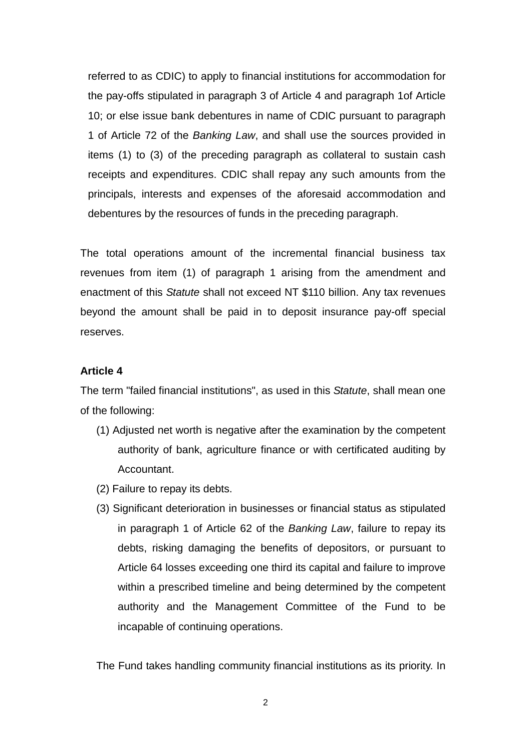referred to as CDIC) to apply to financial institutions for accommodation for the pay-offs stipulated in paragraph 3 of Article 4 and paragraph 1of Article 10; or else issue bank debentures in name of CDIC pursuant to paragraph 1 of Article 72 of the *Banking Law*, and shall use the sources provided in items (1) to (3) of the preceding paragraph as collateral to sustain cash receipts and expenditures. CDIC shall repay any such amounts from the principals, interests and expenses of the aforesaid accommodation and debentures by the resources of funds in the preceding paragraph.

The total operations amount of the incremental financial business tax revenues from item (1) of paragraph 1 arising from the amendment and enactment of this *Statute* shall not exceed NT $110 billion. Any tax revenues beyond the amount shall be paid in to deposit insurance pay-off special reserves.

**Article 4**

The term "failed financial institutions", as used in this *Statute*, shall mean one of the following:

(1) Adjusted net worth is negative after the examination by the competent authority of bank, agriculture finance or with certificated auditing by Accountant.

(2) Failure to repay its debts.

(3) Significant deterioration in businesses or financial status as stipulated in paragraph 1 of Article 62 of the *Banking Law*, failure to repay its debts, risking damaging the benefits of depositors, or pursuant to Article 64 losses exceeding one third its capital and failure to improve within a prescribed timeline and being determined by the competent authority and the Management Committee of the Fund to be incapable of continuing operations.

The Fund takes handling community financial institutions as its priority. In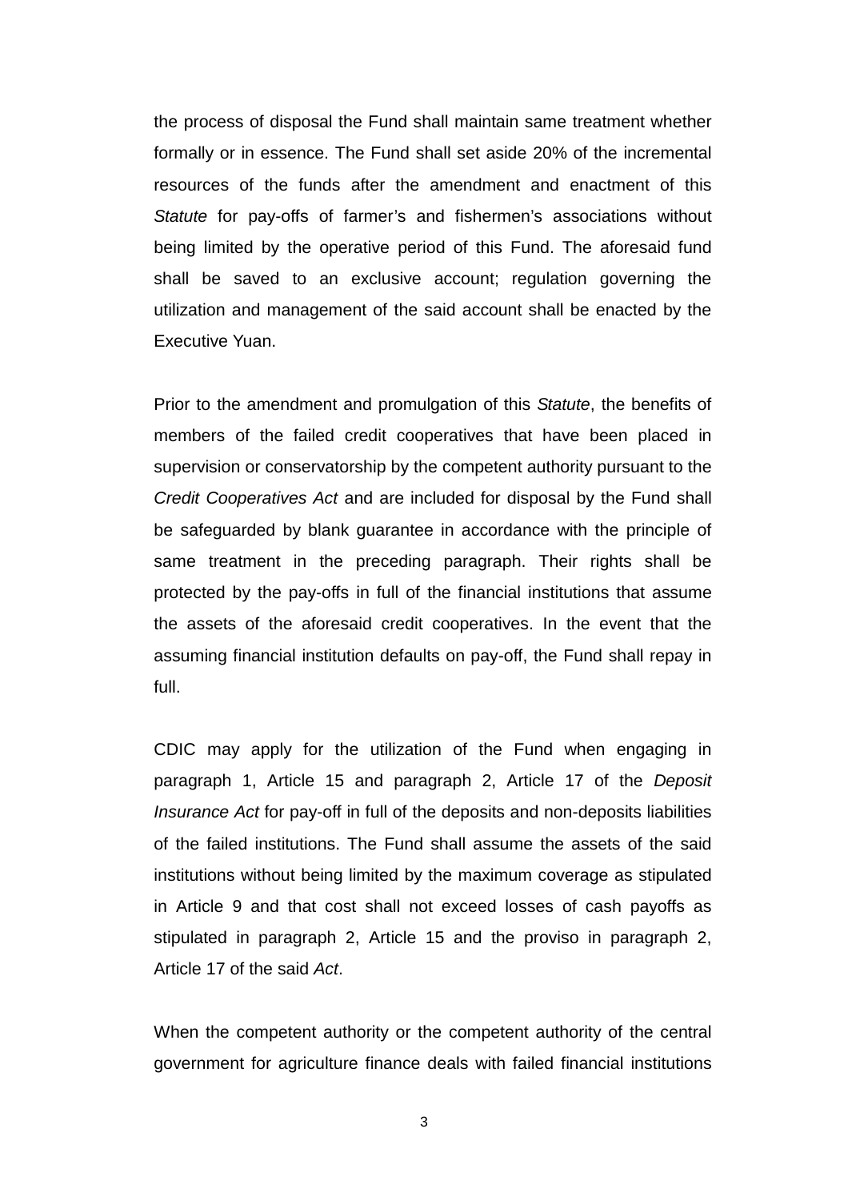the process of disposal the Fund shall maintain same treatment whether formally or in essence. The Fund shall set aside 20% of the incremental resources of the funds after the amendment and enactment of this *Statute* for pay-offs of farmer's and fishermen's associations without being limited by the operative period of this Fund. The aforesaid fund shall be saved to an exclusive account; regulation governing the utilization and management of the said account shall be enacted by the Executive Yuan.

Prior to the amendment and promulgation of this *Statute*, the benefits of members of the failed credit cooperatives that have been placed in supervision or conservatorship by the competent authority pursuant to the *Credit Cooperatives Act* and are included for disposal by the Fund shall be safeguarded by blank guarantee in accordance with the principle of same treatment in the preceding paragraph. Their rights shall be protected by the pay-offs in full of the financial institutions that assume the assets of the aforesaid credit cooperatives. In the event that the assuming financial institution defaults on pay-off, the Fund shall repay in full.

CDIC may apply for the utilization of the Fund when engaging in paragraph 1, Article 15 and paragraph 2, Article 17 of the *Deposit Insurance Act* for pay-off in full of the deposits and non-deposits liabilities of the failed institutions. The Fund shall assume the assets of the said institutions without being limited by the maximum coverage as stipulated in Article 9 and that cost shall not exceed losses of cash payoffs as stipulated in paragraph 2, Article 15 and the proviso in paragraph 2, Article 17 of the said *Act*.

When the competent authority or the competent authority of the central government for agriculture finance deals with failed financial institutions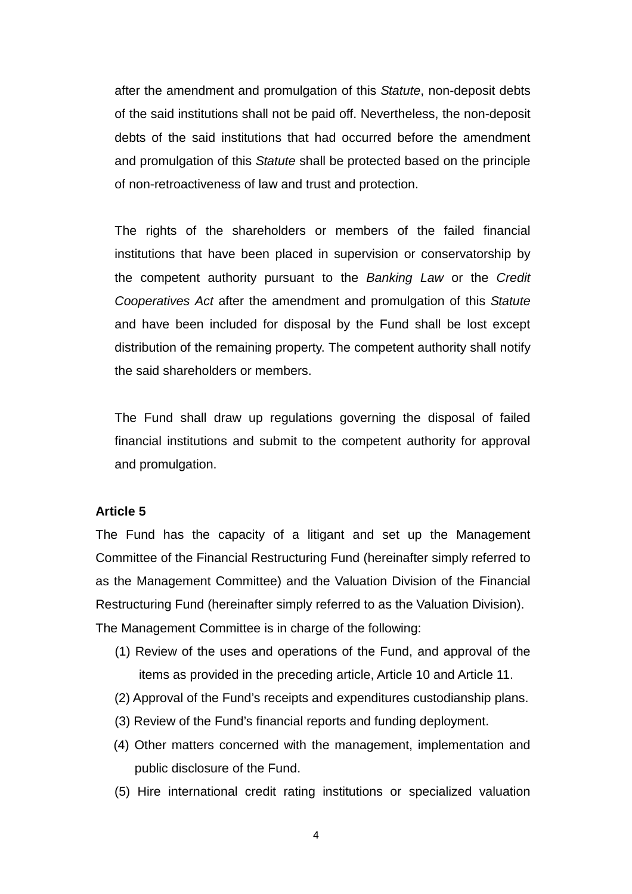after the amendment and promulgation of this *Statute*, non-deposit debts of the said institutions shall not be paid off. Nevertheless, the non-deposit debts of the said institutions that had occurred before the amendment and promulgation of this *Statute* shall be protected based on the principle of non-retroactiveness of law and trust and protection.

The rights of the shareholders or members of the failed financial institutions that have been placed in supervision or conservatorship by the competent authority pursuant to the *Banking Law* or the *Credit Cooperatives Act* after the amendment and promulgation of this *Statute* and have been included for disposal by the Fund shall be lost except distribution of the remaining property. The competent authority shall notify the said shareholders or members.

The Fund shall draw up regulations governing the disposal of failed financial institutions and submit to the competent authority for approval and promulgation.

**Article 5**

The Fund has the capacity of a litigant and set up the Management Committee of the Financial Restructuring Fund (hereinafter simply referred to as the Management Committee) and the Valuation Division of the Financial Restructuring Fund (hereinafter simply referred to as the Valuation Division).

The Management Committee is in charge of the following:

(1) Review of the uses and operations of the Fund, and approval of the items as provided in the preceding article, Article 10 and Article 11.

(2) Approval of the Fund's receipts and expenditures custodianship plans.

(3) Review of the Fund's financial reports and funding deployment.

(4) Other matters concerned with the management, implementation and public disclosure of the Fund.

(5) Hire international credit rating institutions or specialized valuation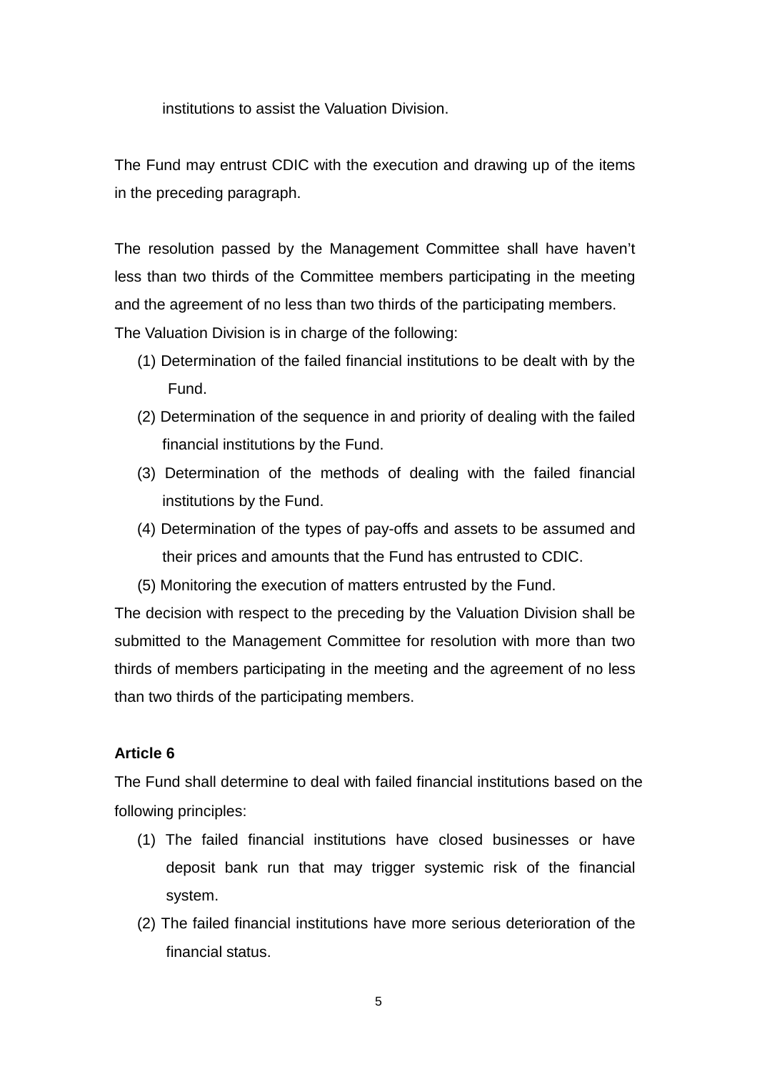institutions to assist the Valuation Division.

The Fund may entrust CDIC with the execution and drawing up of the items in the preceding paragraph.

The resolution passed by the Management Committee shall have haven’t less than two thirds of the Committee members participating in the meeting and the agreement of no less than two thirds of the participating members.

The Valuation Division is in charge of the following:

(1) Determination of the failed financial institutions to be dealt with by the Fund.
(2) Determination of the sequence in and priority of dealing with the failed financial institutions by the Fund.
(3) Determination of the methods of dealing with the failed financial institutions by the Fund.
(4) Determination of the types of pay-offs and assets to be assumed and their prices and amounts that the Fund has entrusted to CDIC.
(5) Monitoring the execution of matters entrusted by the Fund.

The decision with respect to the preceding by the Valuation Division shall be submitted to the Management Committee for resolution with more than two thirds of members participating in the meeting and the agreement of no less than two thirds of the participating members.

**Article 6**

The Fund shall determine to deal with failed financial institutions based on the following principles:

(1) The failed financial institutions have closed businesses or have deposit bank run that may trigger systemic risk of the financial system.
(2) The failed financial institutions have more serious deterioration of the financial status.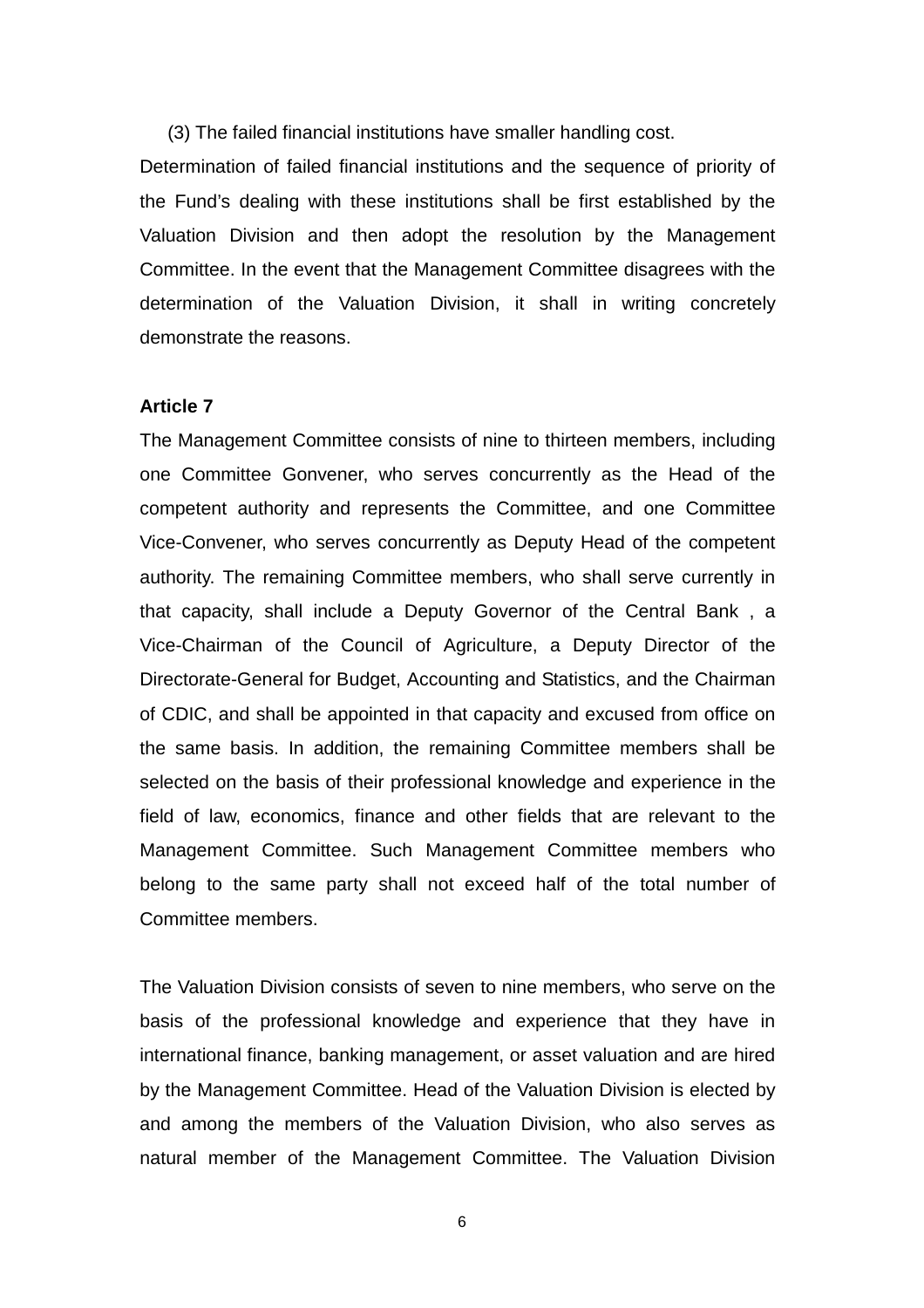(3) The failed financial institutions have smaller handling cost.

Determination of failed financial institutions and the sequence of priority of the Fund's dealing with these institutions shall be first established by the Valuation Division and then adopt the resolution by the Management Committee. In the event that the Management Committee disagrees with the determination of the Valuation Division, it shall in writing concretely demonstrate the reasons.

**Article 7**

The Management Committee consists of nine to thirteen members, including one Committee Gonvener, who serves concurrently as the Head of the competent authority and represents the Committee, and one Committee Vice-Convener, who serves concurrently as Deputy Head of the competent authority. The remaining Committee members, who shall serve currently in that capacity, shall include a Deputy Governor of the Central Bank , a Vice-Chairman of the Council of Agriculture, a Deputy Director of the Directorate-General for Budget, Accounting and Statistics, and the Chairman of CDIC, and shall be appointed in that capacity and excused from office on the same basis. In addition, the remaining Committee members shall be selected on the basis of their professional knowledge and experience in the field of law, economics, finance and other fields that are relevant to the Management Committee. Such Management Committee members who belong to the same party shall not exceed half of the total number of Committee members.

The Valuation Division consists of seven to nine members, who serve on the basis of the professional knowledge and experience that they have in international finance, banking management, or asset valuation and are hired by the Management Committee. Head of the Valuation Division is elected by and among the members of the Valuation Division, who also serves as natural member of the Management Committee. The Valuation Division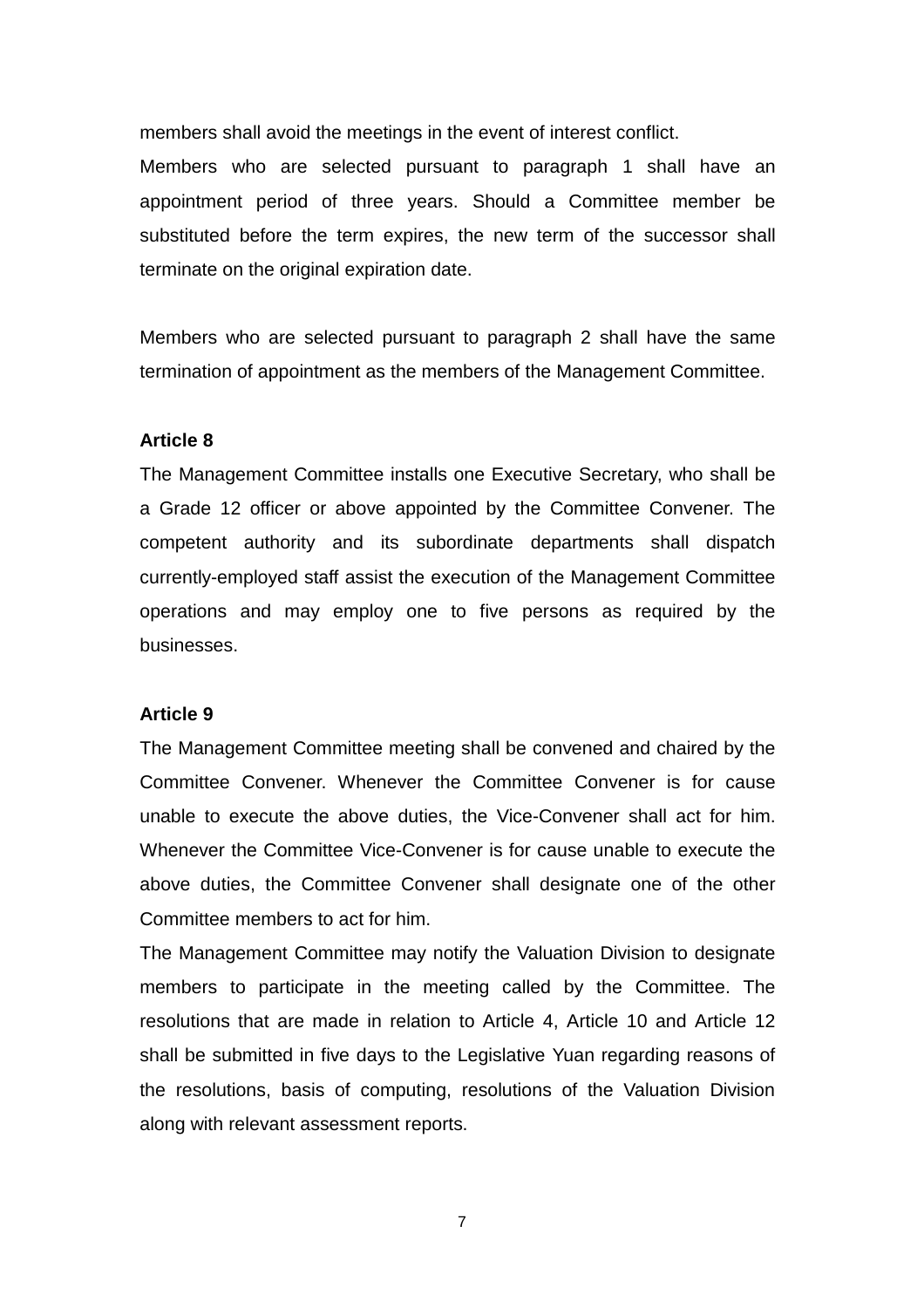members shall avoid the meetings in the event of interest conflict.

Members who are selected pursuant to paragraph 1 shall have an appointment period of three years. Should a Committee member be substituted before the term expires, the new term of the successor shall terminate on the original expiration date.

Members who are selected pursuant to paragraph 2 shall have the same termination of appointment as the members of the Management Committee.

**Article 8**

The Management Committee installs one Executive Secretary, who shall be a Grade 12 officer or above appointed by the Committee Convener. The competent authority and its subordinate departments shall dispatch currently-employed staff assist the execution of the Management Committee operations and may employ one to five persons as required by the businesses.

**Article 9**

The Management Committee meeting shall be convened and chaired by the Committee Convener. Whenever the Committee Convener is for cause unable to execute the above duties, the Vice-Convener shall act for him. Whenever the Committee Vice-Convener is for cause unable to execute the above duties, the Committee Convener shall designate one of the other Committee members to act for him.

The Management Committee may notify the Valuation Division to designate members to participate in the meeting called by the Committee. The resolutions that are made in relation to Article 4, Article 10 and Article 12 shall be submitted in five days to the Legislative Yuan regarding reasons of the resolutions, basis of computing, resolutions of the Valuation Division along with relevant assessment reports.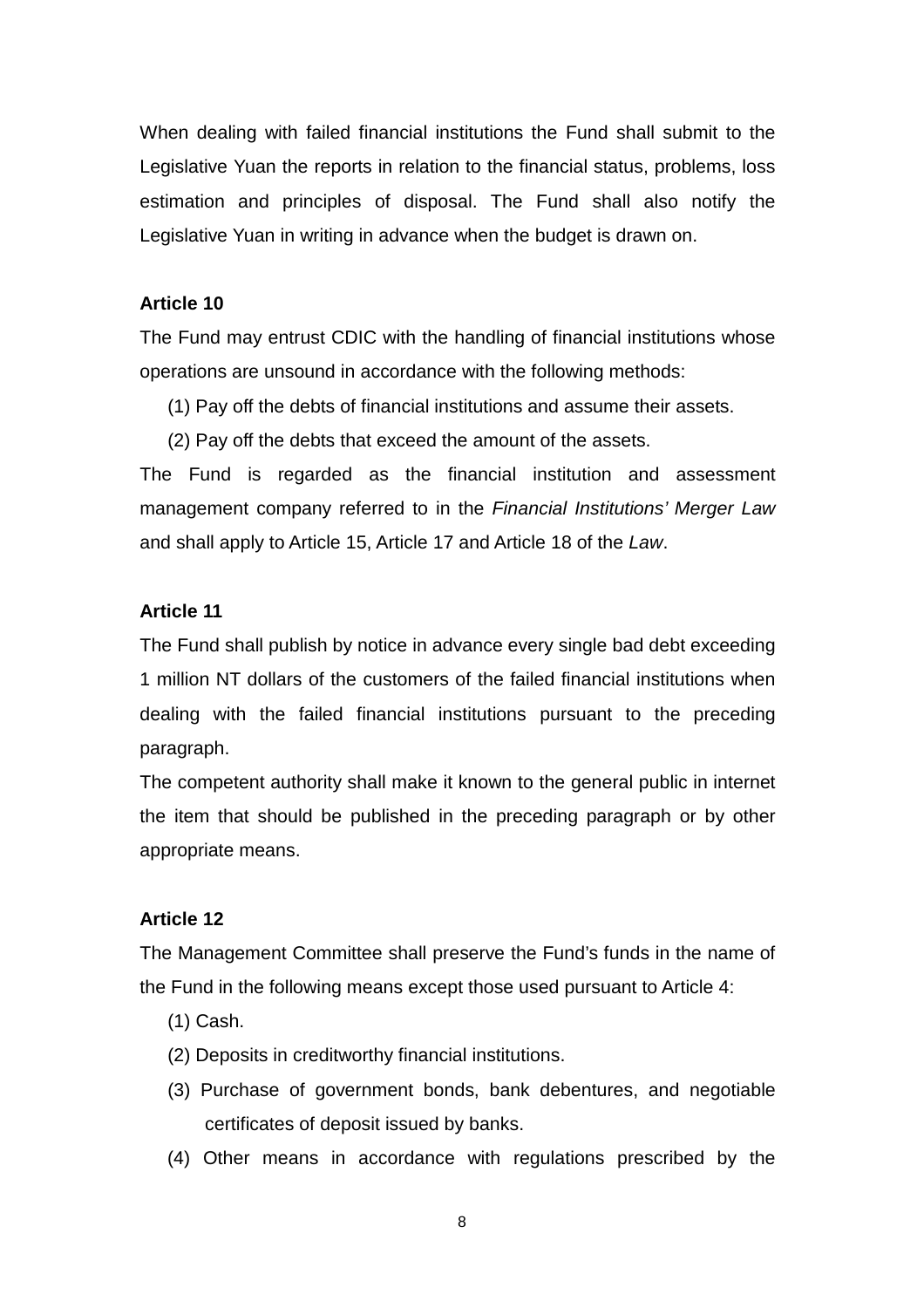When dealing with failed financial institutions the Fund shall submit to the Legislative Yuan the reports in relation to the financial status, problems, loss estimation and principles of disposal. The Fund shall also notify the Legislative Yuan in writing in advance when the budget is drawn on.

**Article 10**

The Fund may entrust CDIC with the handling of financial institutions whose operations are unsound in accordance with the following methods:

(1) Pay off the debts of financial institutions and assume their assets.

(2) Pay off the debts that exceed the amount of the assets.

The Fund is regarded as the financial institution and assessment management company referred to in the *Financial Institutions' Merger Law* and shall apply to Article 15, Article 17 and Article 18 of the *Law*.

**Article 11**

The Fund shall publish by notice in advance every single bad debt exceeding 1 million NT dollars of the customers of the failed financial institutions when dealing with the failed financial institutions pursuant to the preceding paragraph.

The competent authority shall make it known to the general public in internet the item that should be published in the preceding paragraph or by other appropriate means.

**Article 12**

The Management Committee shall preserve the Fund's funds in the name of the Fund in the following means except those used pursuant to Article 4:

(1) Cash.

(2) Deposits in creditworthy financial institutions.

(3) Purchase of government bonds, bank debentures, and negotiable certificates of deposit issued by banks.

(4) Other means in accordance with regulations prescribed by the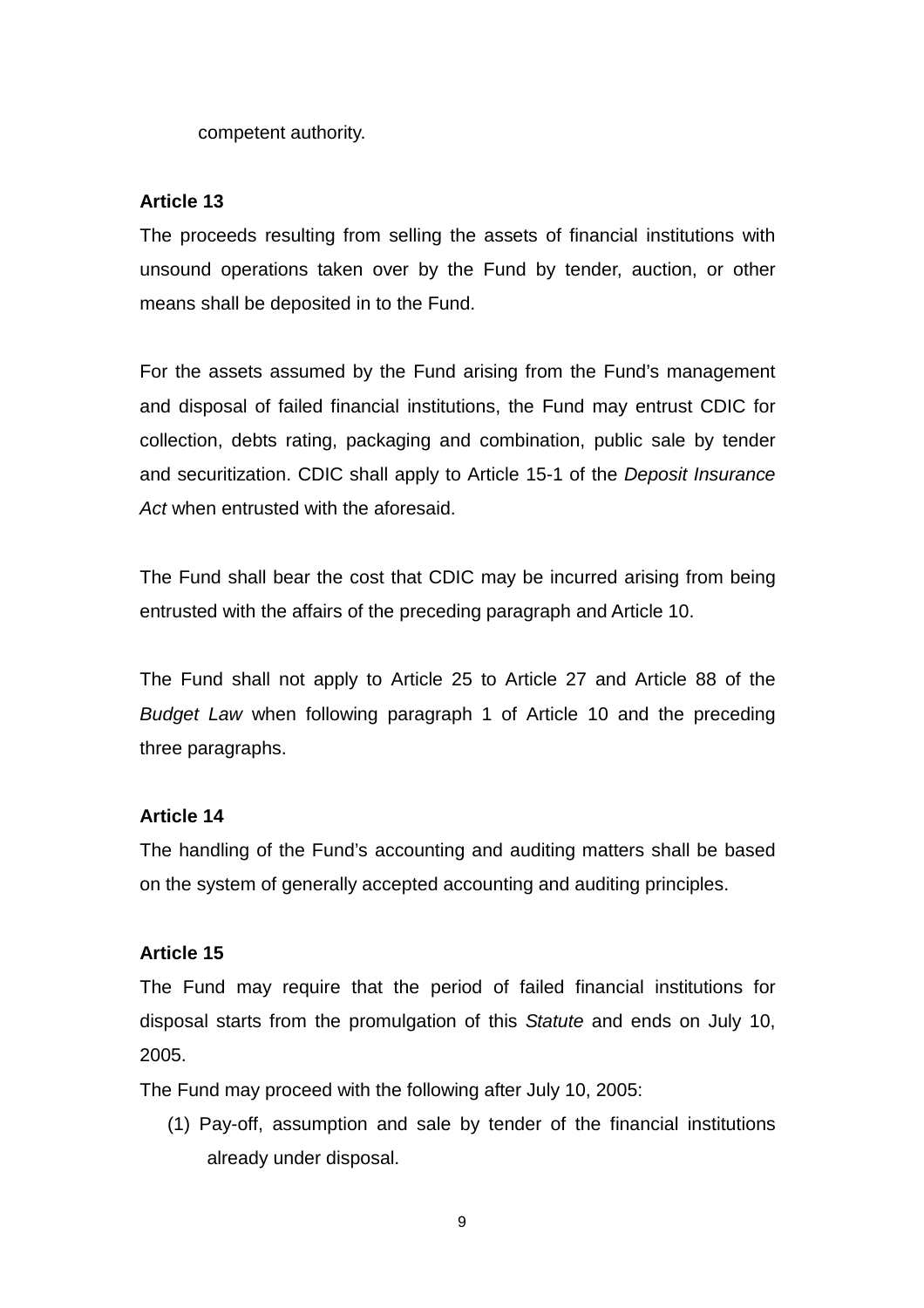competent authority.

**Article 13**

The proceeds resulting from selling the assets of financial institutions with unsound operations taken over by the Fund by tender, auction, or other means shall be deposited in to the Fund.

For the assets assumed by the Fund arising from the Fund's management and disposal of failed financial institutions, the Fund may entrust CDIC for collection, debts rating, packaging and combination, public sale by tender and securitization. CDIC shall apply to Article 15-1 of the *Deposit Insurance Act* when entrusted with the aforesaid.

The Fund shall bear the cost that CDIC may be incurred arising from being entrusted with the affairs of the preceding paragraph and Article 10.

The Fund shall not apply to Article 25 to Article 27 and Article 88 of the *Budget Law* when following paragraph 1 of Article 10 and the preceding three paragraphs.

**Article 14**

The handling of the Fund's accounting and auditing matters shall be based on the system of generally accepted accounting and auditing principles.

**Article 15**

The Fund may require that the period of failed financial institutions for disposal starts from the promulgation of this *Statute* and ends on July 10, 2005.

The Fund may proceed with the following after July 10, 2005:

(1) Pay-off, assumption and sale by tender of the financial institutions already under disposal.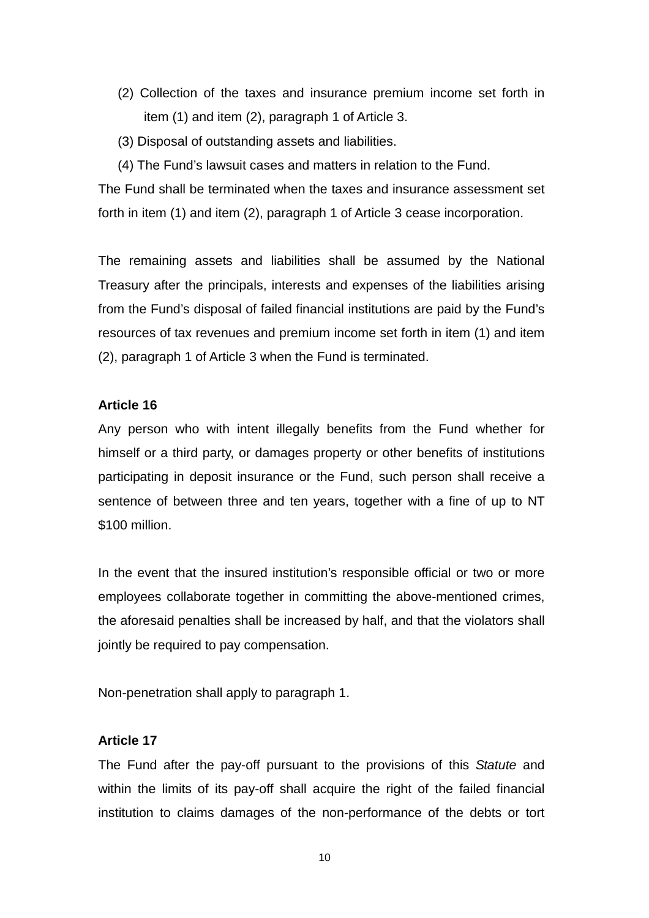(2) Collection of the taxes and insurance premium income set forth in item (1) and item (2), paragraph 1 of Article 3.

(3) Disposal of outstanding assets and liabilities.

(4) The Fund's lawsuit cases and matters in relation to the Fund.

The Fund shall be terminated when the taxes and insurance assessment set forth in item (1) and item (2), paragraph 1 of Article 3 cease incorporation.

The remaining assets and liabilities shall be assumed by the National Treasury after the principals, interests and expenses of the liabilities arising from the Fund's disposal of failed financial institutions are paid by the Fund's resources of tax revenues and premium income set forth in item (1) and item (2), paragraph 1 of Article 3 when the Fund is terminated.

**Article 16**

Any person who with intent illegally benefits from the Fund whether for himself or a third party, or damages property or other benefits of institutions participating in deposit insurance or the Fund, such person shall receive a sentence of between three and ten years, together with a fine of up to NT $100 million.

In the event that the insured institution's responsible official or two or more employees collaborate together in committing the above-mentioned crimes, the aforesaid penalties shall be increased by half, and that the violators shall jointly be required to pay compensation.

Non-penetration shall apply to paragraph 1.

**Article 17**

The Fund after the pay-off pursuant to the provisions of this *Statute* and within the limits of its pay-off shall acquire the right of the failed financial institution to claims damages of the non-performance of the debts or tort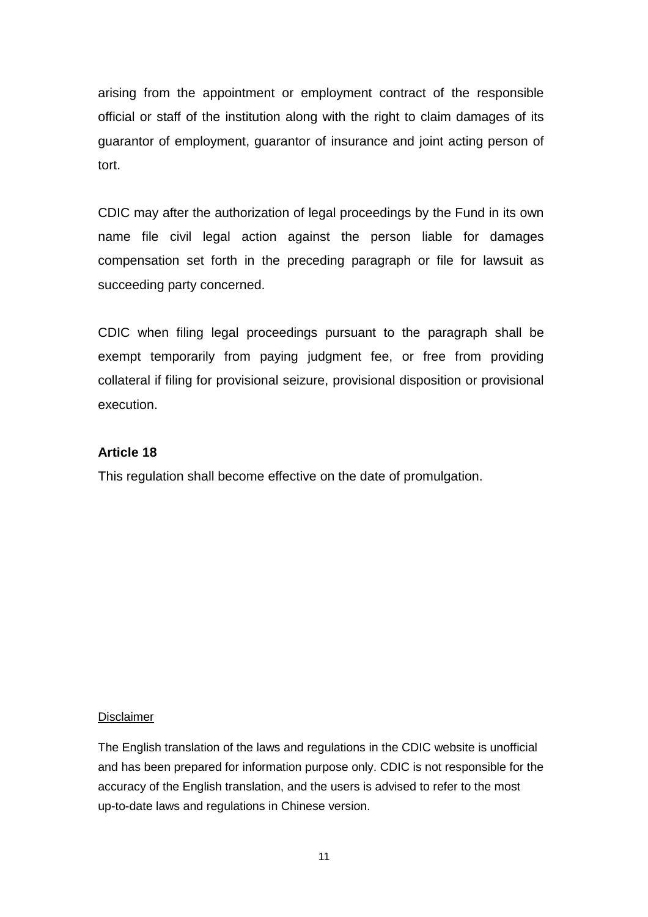arising from the appointment or employment contract of the responsible official or staff of the institution along with the right to claim damages of its guarantor of employment, guarantor of insurance and joint acting person of tort.

CDIC may after the authorization of legal proceedings by the Fund in its own name file civil legal action against the person liable for damages compensation set forth in the preceding paragraph or file for lawsuit as succeeding party concerned.

CDIC when filing legal proceedings pursuant to the paragraph shall be exempt temporarily from paying judgment fee, or free from providing collateral if filing for provisional seizure, provisional disposition or provisional execution.

**Article 18**

This regulation shall become effective on the date of promulgation.

Disclaimer

The English translation of the laws and regulations in the CDIC website is unofficial and has been prepared for information purpose only. CDIC is not responsible for the accuracy of the English translation, and the users is advised to refer to the most up-to-date laws and regulations in Chinese version.